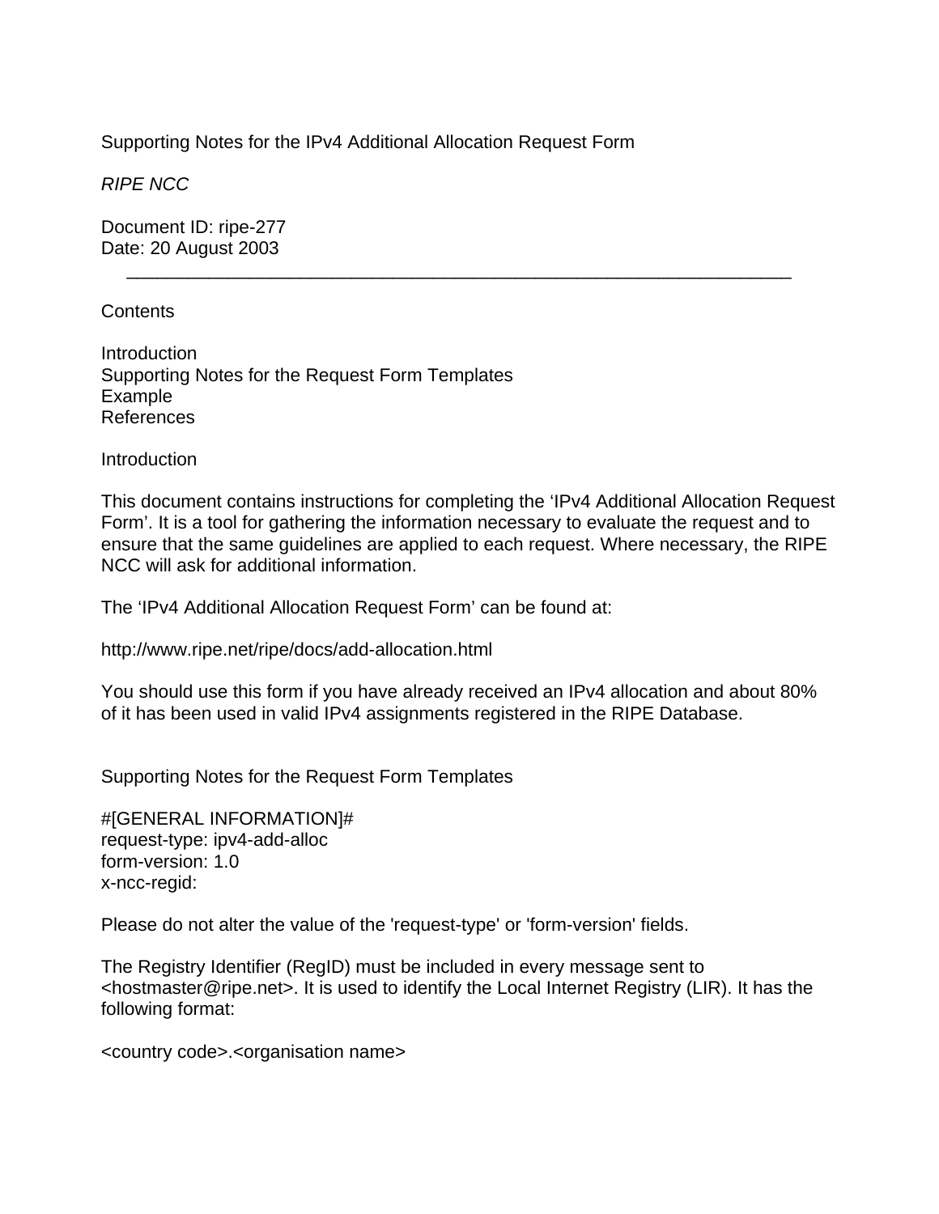# Supporting Notes for the IPv4 Additional Allocation Request Form

*RIPE NCC*

Document ID: ripe-277
Date: 20 August 2003

---

Contents

Introduction
Supporting Notes for the Request Form Templates
Example
References

## Introduction

This document contains instructions for completing the ‘IPv4 Additional Allocation Request Form’. It is a tool for gathering the information necessary to evaluate the request and to ensure that the same guidelines are applied to each request. Where necessary, the RIPE NCC will ask for additional information.

The ‘IPv4 Additional Allocation Request Form’ can be found at:

http://www.ripe.net/ripe/docs/add-allocation.html

You should use this form if you have already received an IPv4 allocation and about 80% of it has been used in valid IPv4 assignments registered in the RIPE Database.

## Supporting Notes for the Request Form Templates

```
#[GENERAL INFORMATION]#
request-type: ipv4-add-alloc
form-version: 1.0
x-ncc-regid:
```

Please do not alter the value of the 'request-type' or 'form-version' fields.

The Registry Identifier (RegID) must be included in every message sent to <hostmaster@ripe.net>. It is used to identify the Local Internet Registry (LIR). It has the following format:

<country code>.<organisation name>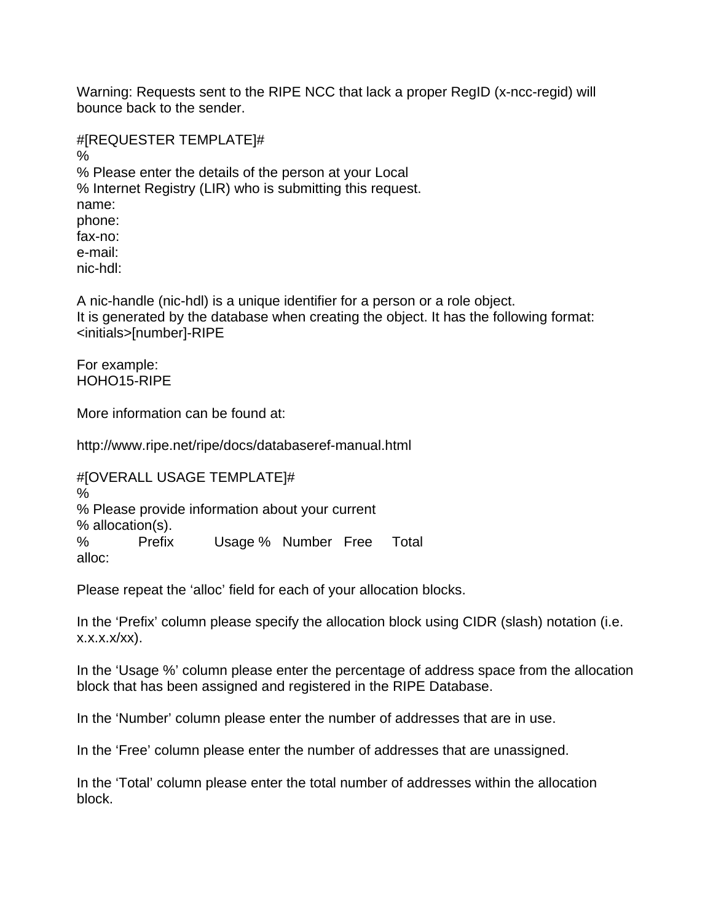Warning: Requests sent to the RIPE NCC that lack a proper RegID (x-ncc-regid) will bounce back to the sender.

```
#[REQUESTER TEMPLATE]#
%
% Please enter the details of the person at your Local
% Internet Registry (LIR) who is submitting this request.
name:
phone:
fax-no:
e-mail:
nic-hdl:
```

A nic-handle (nic-hdl) is a unique identifier for a person or a role object.
It is generated by the database when creating the object. It has the following format:
<initials>[number]-RIPE

For example:
HOHO15-RIPE

More information can be found at:

http://www.ripe.net/ripe/docs/databaseref-manual.html

```
#[OVERALL USAGE TEMPLATE]#
%
% Please provide information about your current
% allocation(s).
%        Prefix       Usage %   Number   Free    Total
alloc:
```

Please repeat the ‘alloc’ field for each of your allocation blocks.

In the ‘Prefix’ column please specify the allocation block using CIDR (slash) notation (i.e. x.x.x.x/xx).

In the ‘Usage %’ column please enter the percentage of address space from the allocation block that has been assigned and registered in the RIPE Database.

In the ‘Number’ column please enter the number of addresses that are in use.

In the ‘Free’ column please enter the number of addresses that are unassigned.

In the ‘Total’ column please enter the total number of addresses within the allocation block.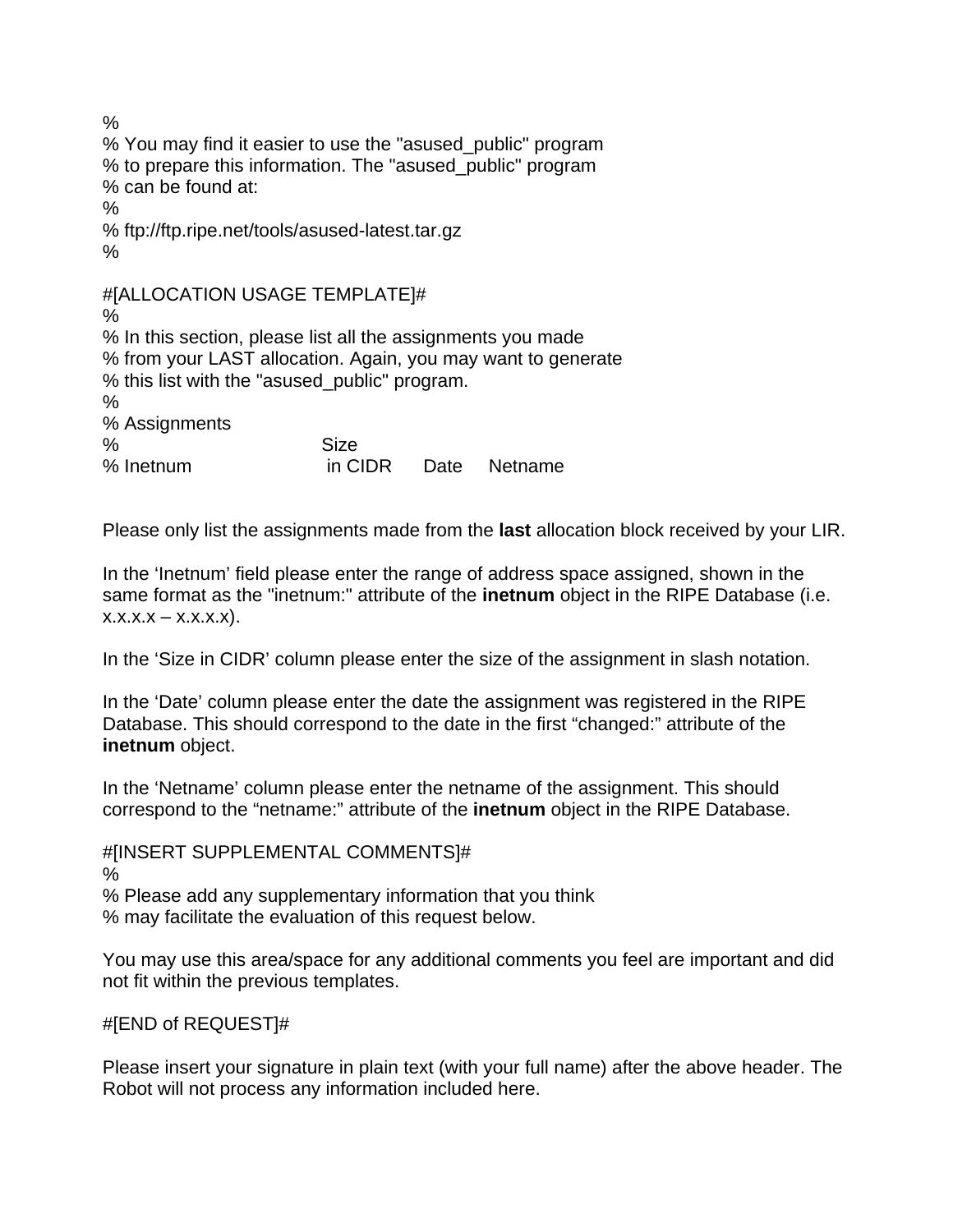```
%
% You may find it easier to use the "asused_public" program
% to prepare this information. The "asused_public" program
% can be found at:
%
% ftp://ftp.ripe.net/tools/asused-latest.tar.gz
%

#[ALLOCATION USAGE TEMPLATE]#
%
% In this section, please list all the assignments you made
% from your LAST allocation. Again, you may want to generate
% this list with the "asused_public" program.
%
% Assignments
%                          Size
% Inetnum                  in CIDR    Date    Netname
```

Please only list the assignments made from the **last** allocation block received by your LIR.

In the 'Inetnum' field please enter the range of address space assigned, shown in the same format as the "inetnum:" attribute of the **inetnum** object in the RIPE Database (i.e. x.x.x.x – x.x.x.x).

In the 'Size in CIDR' column please enter the size of the assignment in slash notation.

In the 'Date' column please enter the date the assignment was registered in the RIPE Database. This should correspond to the date in the first "changed:" attribute of the **inetnum** object.

In the 'Netname' column please enter the netname of the assignment. This should correspond to the "netname:" attribute of the **inetnum** object in the RIPE Database.

```
#[INSERT SUPPLEMENTAL COMMENTS]#
%
% Please add any supplementary information that you think
% may facilitate the evaluation of this request below.
```

You may use this area/space for any additional comments you feel are important and did not fit within the previous templates.

```
#[END of REQUEST]#
```

Please insert your signature in plain text (with your full name) after the above header. The Robot will not process any information included here.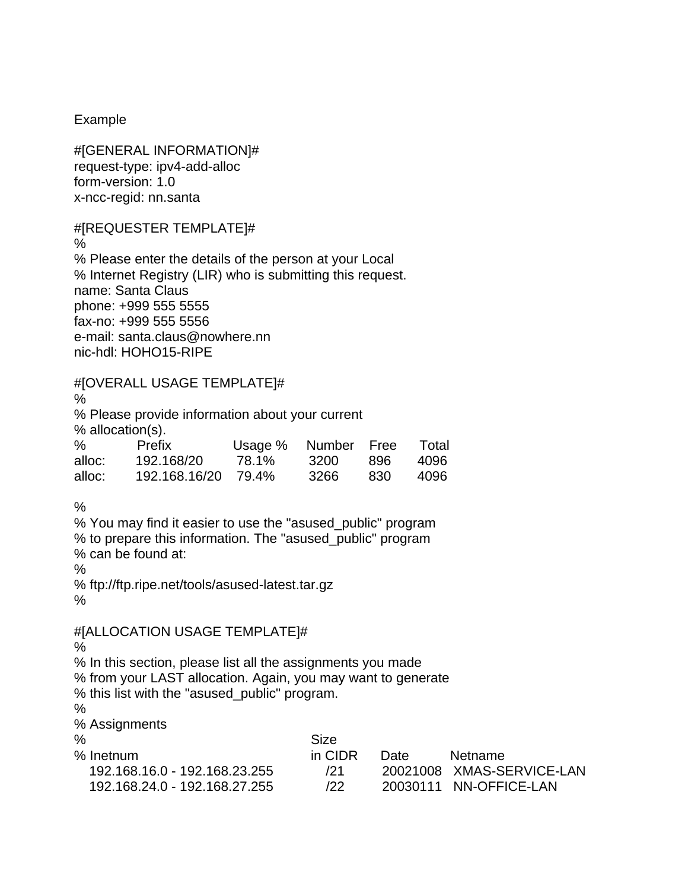Example

```
#[GENERAL INFORMATION]#
request-type: ipv4-add-alloc
form-version: 1.0
x-ncc-regid: nn.santa

#[REQUESTER TEMPLATE]#
%
% Please enter the details of the person at your Local
% Internet Registry (LIR) who is submitting this request.
name: Santa Claus
phone: +999 555 5555
fax-no: +999 555 5556
e-mail: santa.claus@nowhere.nn
nic-hdl: HOHO15-RIPE

#[OVERALL USAGE TEMPLATE]#
%
% Please provide information about your current
% allocation(s).
%        Prefix          Usage %   Number   Free    Total
alloc:   192.168/20      78.1%     3200     896     4096
alloc:   192.168.16/20   79.4%     3266     830     4096

%
% You may find it easier to use the "asused_public" program
% to prepare this information. The "asused_public" program
% can be found at:
%
% ftp://ftp.ripe.net/tools/asused-latest.tar.gz
%

#[ALLOCATION USAGE TEMPLATE]#
%
% In this section, please list all the assignments you made
% from your LAST allocation. Again, you may want to generate
% this list with the "asused_public" program.
%
% Assignments
%                                  Size
% Inetnum                          in CIDR   Date       Netname
  192.168.16.0 - 192.168.23.255     /21      20021008   XMAS-SERVICE-LAN
  192.168.24.0 - 192.168.27.255     /22      20030111   NN-OFFICE-LAN
```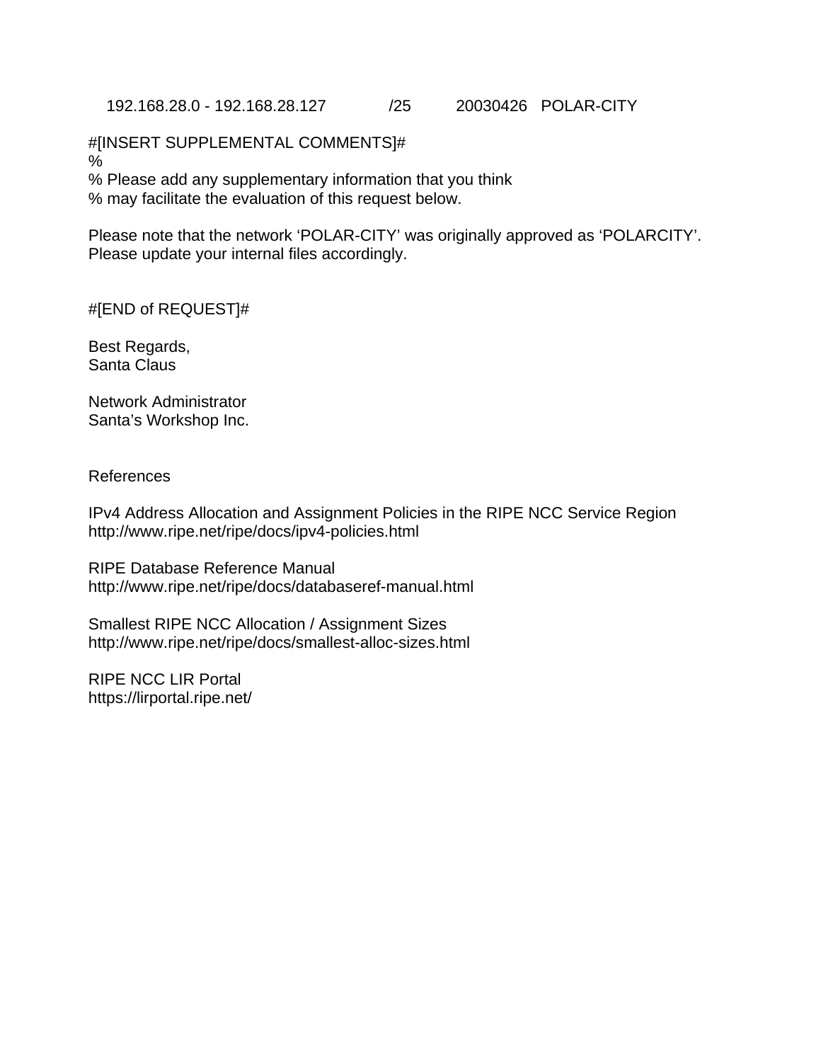192.168.28.0 - 192.168.28.127 /25 20030426 POLAR-CITY

#[INSERT SUPPLEMENTAL COMMENTS]#
%
% Please add any supplementary information that you think
% may facilitate the evaluation of this request below.

Please note that the network 'POLAR-CITY' was originally approved as 'POLARCITY'. Please update your internal files accordingly.

#[END of REQUEST]#

Best Regards,
Santa Claus

Network Administrator
Santa's Workshop Inc.

References

IPv4 Address Allocation and Assignment Policies in the RIPE NCC Service Region
http://www.ripe.net/ripe/docs/ipv4-policies.html

RIPE Database Reference Manual
http://www.ripe.net/ripe/docs/databaseref-manual.html

Smallest RIPE NCC Allocation / Assignment Sizes
http://www.ripe.net/ripe/docs/smallest-alloc-sizes.html

RIPE NCC LIR Portal
https://lirportal.ripe.net/